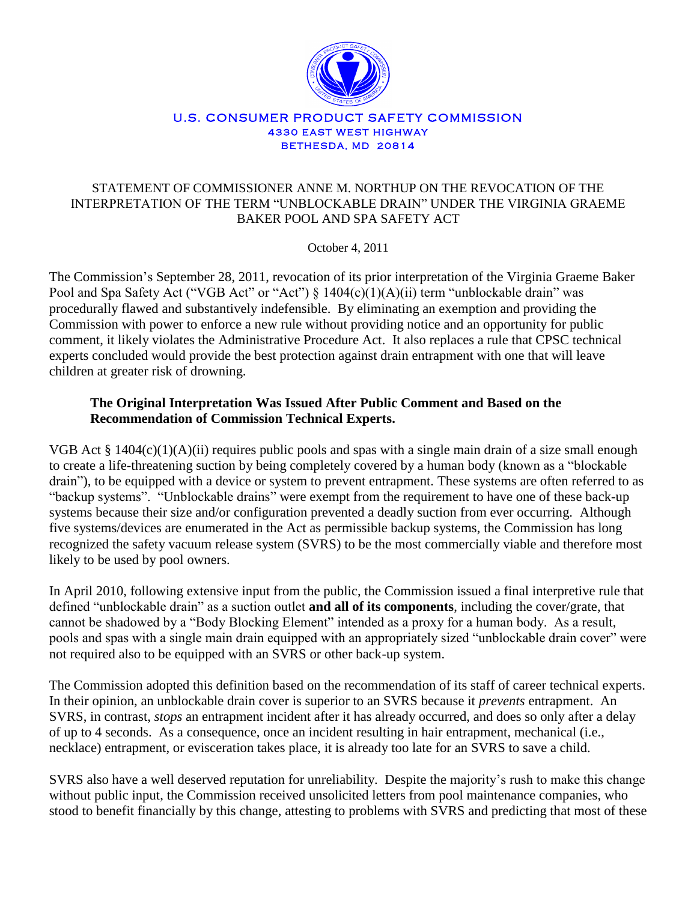U.S. CONSUMER PRODUCT SAFETY COMMISSION
4330 EAST WEST HIGHWAY
BETHESDA, MD 20814

# STATEMENT OF COMMISSIONER ANNE M. NORTHUP ON THE REVOCATION OF THE INTERPRETATION OF THE TERM "UNBLOCKABLE DRAIN" UNDER THE VIRGINIA GRAEME BAKER POOL AND SPA SAFETY ACT

October 4, 2011

The Commission's September 28, 2011, revocation of its prior interpretation of the Virginia Graeme Baker Pool and Spa Safety Act ("VGB Act" or "Act") § 1404(c)(1)(A)(ii) term "unblockable drain" was procedurally flawed and substantively indefensible. By eliminating an exemption and providing the Commission with power to enforce a new rule without providing notice and an opportunity for public comment, it likely violates the Administrative Procedure Act. It also replaces a rule that CPSC technical experts concluded would provide the best protection against drain entrapment with one that will leave children at greater risk of drowning.

## The Original Interpretation Was Issued After Public Comment and Based on the Recommendation of Commission Technical Experts.

VGB Act § 1404(c)(1)(A)(ii) requires public pools and spas with a single main drain of a size small enough to create a life-threatening suction by being completely covered by a human body (known as a "blockable drain"), to be equipped with a device or system to prevent entrapment. These systems are often referred to as "backup systems". "Unblockable drains" were exempt from the requirement to have one of these back-up systems because their size and/or configuration prevented a deadly suction from ever occurring. Although five systems/devices are enumerated in the Act as permissible backup systems, the Commission has long recognized the safety vacuum release system (SVRS) to be the most commercially viable and therefore most likely to be used by pool owners.

In April 2010, following extensive input from the public, the Commission issued a final interpretive rule that defined "unblockable drain" as a suction outlet **and all of its components**, including the cover/grate, that cannot be shadowed by a "Body Blocking Element" intended as a proxy for a human body. As a result, pools and spas with a single main drain equipped with an appropriately sized "unblockable drain cover" were not required also to be equipped with an SVRS or other back-up system.

The Commission adopted this definition based on the recommendation of its staff of career technical experts. In their opinion, an unblockable drain cover is superior to an SVRS because it *prevents* entrapment. An SVRS, in contrast, *stops* an entrapment incident after it has already occurred, and does so only after a delay of up to 4 seconds. As a consequence, once an incident resulting in hair entrapment, mechanical (i.e., necklace) entrapment, or evisceration takes place, it is already too late for an SVRS to save a child.

SVRS also have a well deserved reputation for unreliability. Despite the majority's rush to make this change without public input, the Commission received unsolicited letters from pool maintenance companies, who stood to benefit financially by this change, attesting to problems with SVRS and predicting that most of these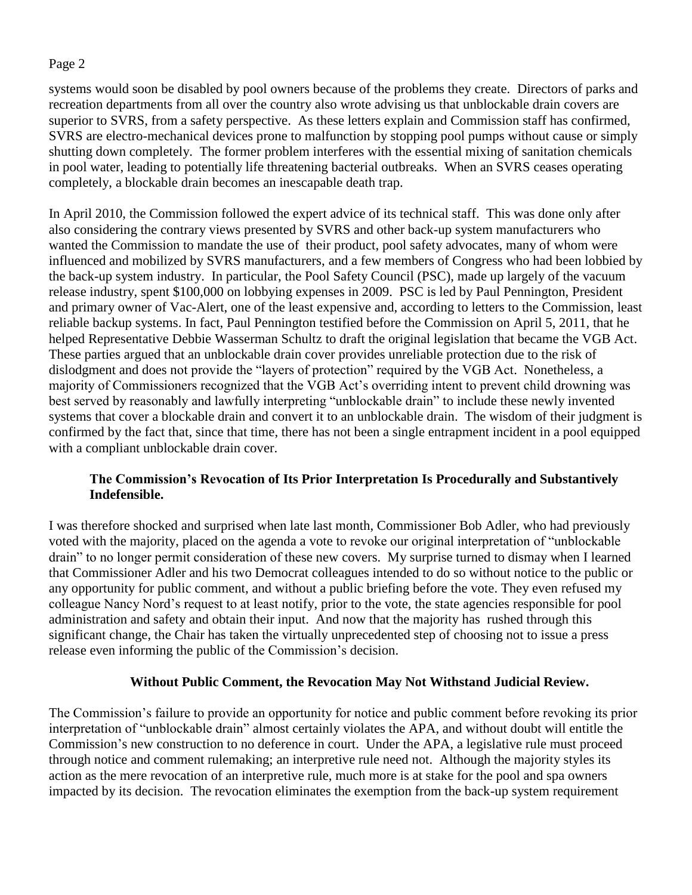systems would soon be disabled by pool owners because of the problems they create. Directors of parks and recreation departments from all over the country also wrote advising us that unblockable drain covers are superior to SVRS, from a safety perspective. As these letters explain and Commission staff has confirmed, SVRS are electro-mechanical devices prone to malfunction by stopping pool pumps without cause or simply shutting down completely. The former problem interferes with the essential mixing of sanitation chemicals in pool water, leading to potentially life threatening bacterial outbreaks. When an SVRS ceases operating completely, a blockable drain becomes an inescapable death trap.

In April 2010, the Commission followed the expert advice of its technical staff. This was done only after also considering the contrary views presented by SVRS and other back-up system manufacturers who wanted the Commission to mandate the use of their product, pool safety advocates, many of whom were influenced and mobilized by SVRS manufacturers, and a few members of Congress who had been lobbied by the back-up system industry. In particular, the Pool Safety Council (PSC), made up largely of the vacuum release industry, spent $100,000 on lobbying expenses in 2009. PSC is led by Paul Pennington, President and primary owner of Vac-Alert, one of the least expensive and, according to letters to the Commission, least reliable backup systems. In fact, Paul Pennington testified before the Commission on April 5, 2011, that he helped Representative Debbie Wasserman Schultz to draft the original legislation that became the VGB Act. These parties argued that an unblockable drain cover provides unreliable protection due to the risk of dislodgment and does not provide the "layers of protection" required by the VGB Act. Nonetheless, a majority of Commissioners recognized that the VGB Act's overriding intent to prevent child drowning was best served by reasonably and lawfully interpreting "unblockable drain" to include these newly invented systems that cover a blockable drain and convert it to an unblockable drain. The wisdom of their judgment is confirmed by the fact that, since that time, there has not been a single entrapment incident in a pool equipped with a compliant unblockable drain cover.

**The Commission's Revocation of Its Prior Interpretation Is Procedurally and Substantively Indefensible.**

I was therefore shocked and surprised when late last month, Commissioner Bob Adler, who had previously voted with the majority, placed on the agenda a vote to revoke our original interpretation of "unblockable drain" to no longer permit consideration of these new covers. My surprise turned to dismay when I learned that Commissioner Adler and his two Democrat colleagues intended to do so without notice to the public or any opportunity for public comment, and without a public briefing before the vote. They even refused my colleague Nancy Nord's request to at least notify, prior to the vote, the state agencies responsible for pool administration and safety and obtain their input. And now that the majority has rushed through this significant change, the Chair has taken the virtually unprecedented step of choosing not to issue a press release even informing the public of the Commission's decision.

**Without Public Comment, the Revocation May Not Withstand Judicial Review.**

The Commission's failure to provide an opportunity for notice and public comment before revoking its prior interpretation of "unblockable drain" almost certainly violates the APA, and without doubt will entitle the Commission's new construction to no deference in court. Under the APA, a legislative rule must proceed through notice and comment rulemaking; an interpretive rule need not. Although the majority styles its action as the mere revocation of an interpretive rule, much more is at stake for the pool and spa owners impacted by its decision. The revocation eliminates the exemption from the back-up system requirement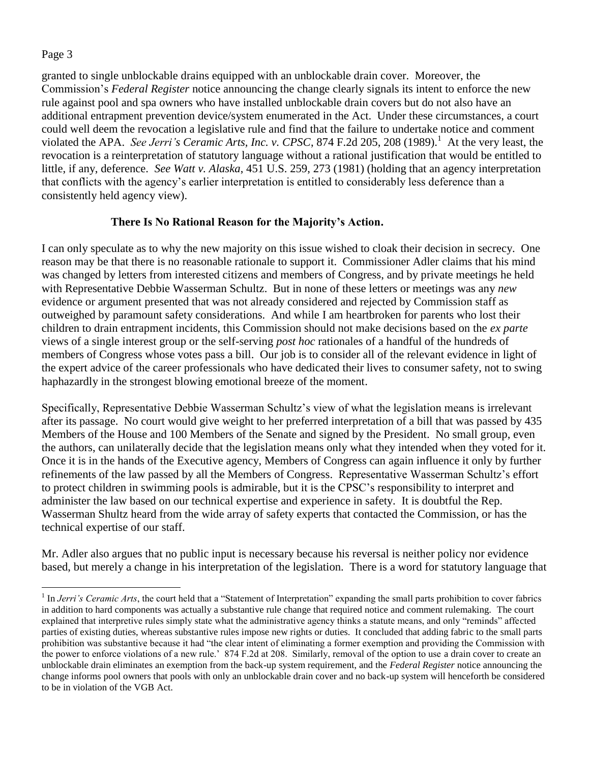granted to single unblockable drains equipped with an unblockable drain cover. Moreover, the Commission's *Federal Register* notice announcing the change clearly signals its intent to enforce the new rule against pool and spa owners who have installed unblockable drain covers but do not also have an additional entrapment prevention device/system enumerated in the Act. Under these circumstances, a court could well deem the revocation a legislative rule and find that the failure to undertake notice and comment violated the APA. *See Jerri's Ceramic Arts, Inc. v. CPSC*, 874 F.2d 205, 208 (1989).[1] At the very least, the revocation is a reinterpretation of statutory language without a rational justification that would be entitled to little, if any, deference. *See Watt v. Alaska*, 451 U.S. 259, 273 (1981) (holding that an agency interpretation that conflicts with the agency's earlier interpretation is entitled to considerably less deference than a consistently held agency view).

**There Is No Rational Reason for the Majority's Action.**

I can only speculate as to why the new majority on this issue wished to cloak their decision in secrecy. One reason may be that there is no reasonable rationale to support it. Commissioner Adler claims that his mind was changed by letters from interested citizens and members of Congress, and by private meetings he held with Representative Debbie Wasserman Schultz. But in none of these letters or meetings was any *new* evidence or argument presented that was not already considered and rejected by Commission staff as outweighed by paramount safety considerations. And while I am heartbroken for parents who lost their children to drain entrapment incidents, this Commission should not make decisions based on the *ex parte* views of a single interest group or the self-serving *post hoc* rationales of a handful of the hundreds of members of Congress whose votes pass a bill. Our job is to consider all of the relevant evidence in light of the expert advice of the career professionals who have dedicated their lives to consumer safety, not to swing haphazardly in the strongest blowing emotional breeze of the moment.

Specifically, Representative Debbie Wasserman Schultz's view of what the legislation means is irrelevant after its passage. No court would give weight to her preferred interpretation of a bill that was passed by 435 Members of the House and 100 Members of the Senate and signed by the President. No small group, even the authors, can unilaterally decide that the legislation means only what they intended when they voted for it. Once it is in the hands of the Executive agency, Members of Congress can again influence it only by further refinements of the law passed by all the Members of Congress. Representative Wasserman Schultz's effort to protect children in swimming pools is admirable, but it is the CPSC's responsibility to interpret and administer the law based on our technical expertise and experience in safety. It is doubtful the Rep. Wasserman Shultz heard from the wide array of safety experts that contacted the Commission, or has the technical expertise of our staff.

Mr. Adler also argues that no public input is necessary because his reversal is neither policy nor evidence based, but merely a change in his interpretation of the legislation. There is a word for statutory language that

[1] In *Jerri's Ceramic Arts*, the court held that a "Statement of Interpretation" expanding the small parts prohibition to cover fabrics in addition to hard components was actually a substantive rule change that required notice and comment rulemaking. The court explained that interpretive rules simply state what the administrative agency thinks a statute means, and only "reminds" affected parties of existing duties, whereas substantive rules impose new rights or duties. It concluded that adding fabric to the small parts prohibition was substantive because it had "the clear intent of eliminating a former exemption and providing the Commission with the power to enforce violations of a new rule.' 874 F.2d at 208. Similarly, removal of the option to use a drain cover to create an unblockable drain eliminates an exemption from the back-up system requirement, and the *Federal Register* notice announcing the change informs pool owners that pools with only an unblockable drain cover and no back-up system will henceforth be considered to be in violation of the VGB Act.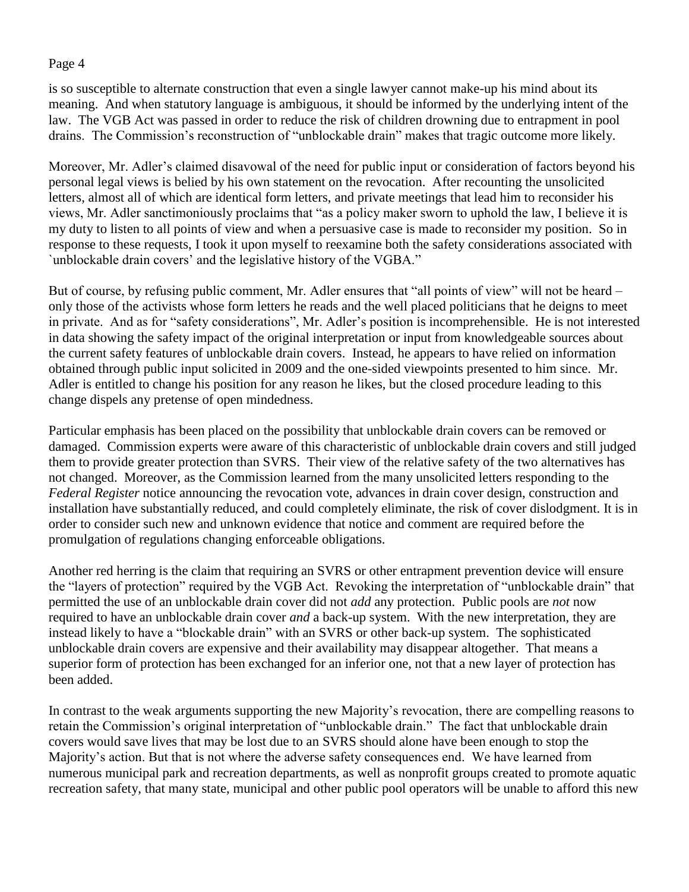is so susceptible to alternate construction that even a single lawyer cannot make-up his mind about its meaning. And when statutory language is ambiguous, it should be informed by the underlying intent of the law. The VGB Act was passed in order to reduce the risk of children drowning due to entrapment in pool drains. The Commission's reconstruction of "unblockable drain" makes that tragic outcome more likely.

Moreover, Mr. Adler's claimed disavowal of the need for public input or consideration of factors beyond his personal legal views is belied by his own statement on the revocation. After recounting the unsolicited letters, almost all of which are identical form letters, and private meetings that lead him to reconsider his views, Mr. Adler sanctimoniously proclaims that "as a policy maker sworn to uphold the law, I believe it is my duty to listen to all points of view and when a persuasive case is made to reconsider my position. So in response to these requests, I took it upon myself to reexamine both the safety considerations associated with `unblockable drain covers' and the legislative history of the VGBA."

But of course, by refusing public comment, Mr. Adler ensures that "all points of view" will not be heard – only those of the activists whose form letters he reads and the well placed politicians that he deigns to meet in private. And as for "safety considerations", Mr. Adler's position is incomprehensible. He is not interested in data showing the safety impact of the original interpretation or input from knowledgeable sources about the current safety features of unblockable drain covers. Instead, he appears to have relied on information obtained through public input solicited in 2009 and the one-sided viewpoints presented to him since. Mr. Adler is entitled to change his position for any reason he likes, but the closed procedure leading to this change dispels any pretense of open mindedness.

Particular emphasis has been placed on the possibility that unblockable drain covers can be removed or damaged. Commission experts were aware of this characteristic of unblockable drain covers and still judged them to provide greater protection than SVRS. Their view of the relative safety of the two alternatives has not changed. Moreover, as the Commission learned from the many unsolicited letters responding to the *Federal Register* notice announcing the revocation vote, advances in drain cover design, construction and installation have substantially reduced, and could completely eliminate, the risk of cover dislodgment. It is in order to consider such new and unknown evidence that notice and comment are required before the promulgation of regulations changing enforceable obligations.

Another red herring is the claim that requiring an SVRS or other entrapment prevention device will ensure the "layers of protection" required by the VGB Act. Revoking the interpretation of "unblockable drain" that permitted the use of an unblockable drain cover did not *add* any protection. Public pools are *not* now required to have an unblockable drain cover *and* a back-up system. With the new interpretation, they are instead likely to have a "blockable drain" with an SVRS or other back-up system. The sophisticated unblockable drain covers are expensive and their availability may disappear altogether. That means a superior form of protection has been exchanged for an inferior one, not that a new layer of protection has been added.

In contrast to the weak arguments supporting the new Majority's revocation, there are compelling reasons to retain the Commission's original interpretation of "unblockable drain." The fact that unblockable drain covers would save lives that may be lost due to an SVRS should alone have been enough to stop the Majority's action. But that is not where the adverse safety consequences end. We have learned from numerous municipal park and recreation departments, as well as nonprofit groups created to promote aquatic recreation safety, that many state, municipal and other public pool operators will be unable to afford this new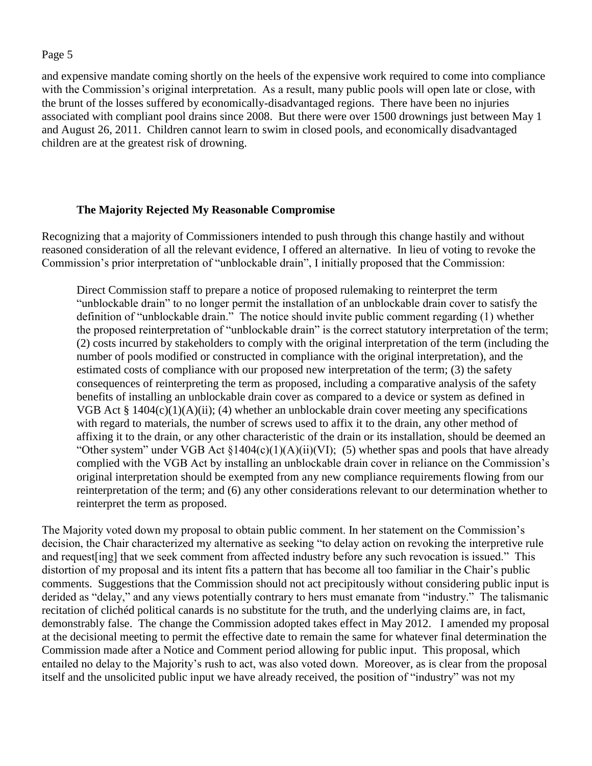and expensive mandate coming shortly on the heels of the expensive work required to come into compliance with the Commission's original interpretation. As a result, many public pools will open late or close, with the brunt of the losses suffered by economically-disadvantaged regions. There have been no injuries associated with compliant pool drains since 2008. But there were over 1500 drownings just between May 1 and August 26, 2011. Children cannot learn to swim in closed pools, and economically disadvantaged children are at the greatest risk of drowning.

**The Majority Rejected My Reasonable Compromise**

Recognizing that a majority of Commissioners intended to push through this change hastily and without reasoned consideration of all the relevant evidence, I offered an alternative. In lieu of voting to revoke the Commission's prior interpretation of "unblockable drain", I initially proposed that the Commission:

> Direct Commission staff to prepare a notice of proposed rulemaking to reinterpret the term "unblockable drain" to no longer permit the installation of an unblockable drain cover to satisfy the definition of "unblockable drain." The notice should invite public comment regarding (1) whether the proposed reinterpretation of "unblockable drain" is the correct statutory interpretation of the term; (2) costs incurred by stakeholders to comply with the original interpretation of the term (including the number of pools modified or constructed in compliance with the original interpretation), and the estimated costs of compliance with our proposed new interpretation of the term; (3) the safety consequences of reinterpreting the term as proposed, including a comparative analysis of the safety benefits of installing an unblockable drain cover as compared to a device or system as defined in VGB Act § 1404(c)(1)(A)(ii); (4) whether an unblockable drain cover meeting any specifications with regard to materials, the number of screws used to affix it to the drain, any other method of affixing it to the drain, or any other characteristic of the drain or its installation, should be deemed an "Other system" under VGB Act §1404(c)(1)(A)(ii)(VI); (5) whether spas and pools that have already complied with the VGB Act by installing an unblockable drain cover in reliance on the Commission's original interpretation should be exempted from any new compliance requirements flowing from our reinterpretation of the term; and (6) any other considerations relevant to our determination whether to reinterpret the term as proposed.

The Majority voted down my proposal to obtain public comment. In her statement on the Commission's decision, the Chair characterized my alternative as seeking "to delay action on revoking the interpretive rule and request[ing] that we seek comment from affected industry before any such revocation is issued." This distortion of my proposal and its intent fits a pattern that has become all too familiar in the Chair's public comments. Suggestions that the Commission should not act precipitously without considering public input is derided as "delay," and any views potentially contrary to hers must emanate from "industry." The talismanic recitation of clichéd political canards is no substitute for the truth, and the underlying claims are, in fact, demonstrably false. The change the Commission adopted takes effect in May 2012. I amended my proposal at the decisional meeting to permit the effective date to remain the same for whatever final determination the Commission made after a Notice and Comment period allowing for public input. This proposal, which entailed no delay to the Majority's rush to act, was also voted down. Moreover, as is clear from the proposal itself and the unsolicited public input we have already received, the position of "industry" was not my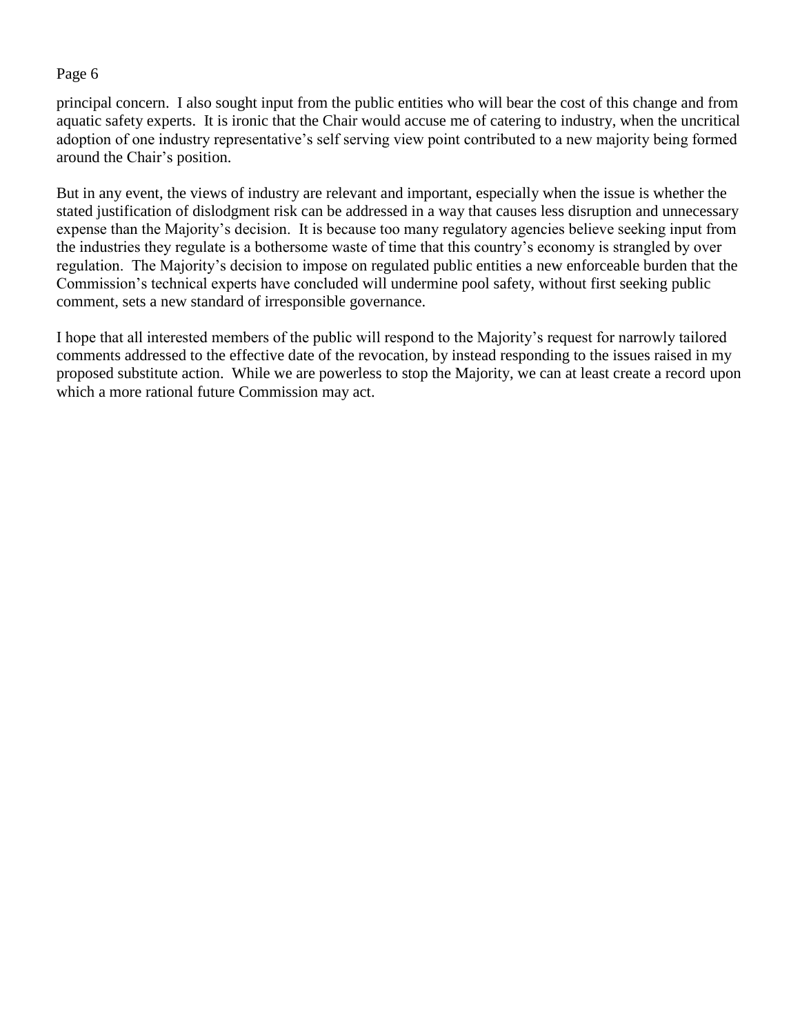principal concern. I also sought input from the public entities who will bear the cost of this change and from aquatic safety experts. It is ironic that the Chair would accuse me of catering to industry, when the uncritical adoption of one industry representative's self serving view point contributed to a new majority being formed around the Chair's position.

But in any event, the views of industry are relevant and important, especially when the issue is whether the stated justification of dislodgment risk can be addressed in a way that causes less disruption and unnecessary expense than the Majority's decision. It is because too many regulatory agencies believe seeking input from the industries they regulate is a bothersome waste of time that this country's economy is strangled by over regulation. The Majority's decision to impose on regulated public entities a new enforceable burden that the Commission's technical experts have concluded will undermine pool safety, without first seeking public comment, sets a new standard of irresponsible governance.

I hope that all interested members of the public will respond to the Majority's request for narrowly tailored comments addressed to the effective date of the revocation, by instead responding to the issues raised in my proposed substitute action. While we are powerless to stop the Majority, we can at least create a record upon which a more rational future Commission may act.